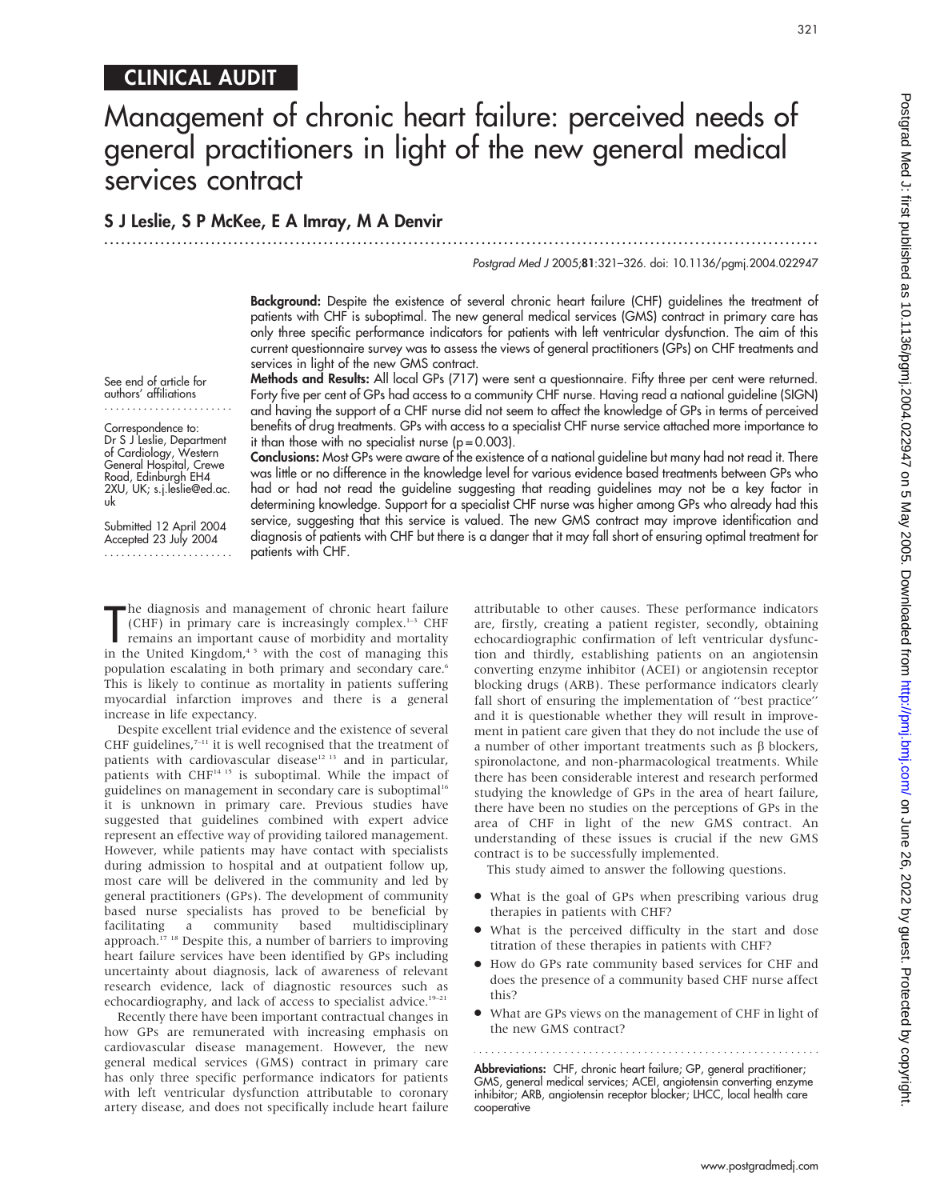## CLINICAL AUDIT

# Management of chronic heart failure: perceived needs of general practitioners in light of the new general medical services contract

**S J Leslie, S P McKee, E A Imray, M A Denvir**

See end of article for authors' affiliations

Correspondence to: Dr S J Leslie, Department of Cardiology, Western General Hospital, Crewe Road, Edinburgh EH4 2XU, UK; s.j.leslie@ed.ac.uk

Submitted 12 April 2004
Accepted 23 July 2004

**Background:** Despite the existence of several chronic heart failure (CHF) guidelines the treatment of patients with CHF is suboptimal. The new general medical services (GMS) contract in primary care has only three specific performance indicators for patients with left ventricular dysfunction. The aim of this current questionnaire survey was to assess the views of general practitioners (GPs) on CHF treatments and services in light of the new GMS contract.

**Methods and Results:** All local GPs (717) were sent a questionnaire. Fifty three per cent were returned. Forty five per cent of GPs had access to a community CHF nurse. Having read a national guideline (SIGN) and having the support of a CHF nurse did not seem to affect the knowledge of GPs in terms of perceived benefits of drug treatments. GPs with access to a specialist CHF nurse service attached more importance to it than those with no specialist nurse ($p = 0.003$).

**Conclusions:** Most GPs were aware of the existence of a national guideline but many had not read it. There was little or no difference in the knowledge level for various evidence based treatments between GPs who had or had not read the guideline suggesting that reading guidelines may not be a key factor in determining knowledge. Support for a specialist CHF nurse was higher among GPs who already had this service, suggesting that this service is valued. The new GMS contract may improve identification and diagnosis of patients with CHF but there is a danger that it may fall short of ensuring optimal treatment for patients with CHF.

The diagnosis and management of chronic heart failure (CHF) in primary care is increasingly complex.[1–3] CHF remains an important cause of morbidity and mortality in the United Kingdom,[4 5] with the cost of managing this population escalating in both primary and secondary care.[6] This is likely to continue as mortality in patients suffering myocardial infarction improves and there is a general increase in life expectancy.

Despite excellent trial evidence and the existence of several CHF guidelines,[7–11] it is well recognised that the treatment of patients with cardiovascular disease[12 13] and in particular, patients with CHF[14 15] is suboptimal. While the impact of guidelines on management in secondary care is suboptimal[16] it is unknown in primary care. Previous studies have suggested that guidelines combined with expert advice represent an effective way of providing tailored management. However, while patients may have contact with specialists during admission to hospital and at outpatient follow up, most care will be delivered in the community and led by general practitioners (GPs). The development of community based nurse specialists has proved to be beneficial by facilitating a community based multidisciplinary approach.[17 18] Despite this, a number of barriers to improving heart failure services have been identified by GPs including uncertainty about diagnosis, lack of awareness of relevant research evidence, lack of diagnostic resources such as echocardiography, and lack of access to specialist advice.[19–21]

Recently there have been important contractual changes in how GPs are remunerated with increasing emphasis on cardiovascular disease management. However, the new general medical services (GMS) contract in primary care has only three specific performance indicators for patients with left ventricular dysfunction attributable to coronary artery disease, and does not specifically include heart failure attributable to other causes. These performance indicators are, firstly, creating a patient register, secondly, obtaining echocardiographic confirmation of left ventricular dysfunction and thirdly, establishing patients on an angiotensin converting enzyme inhibitor (ACEI) or angiotensin receptor blocking drugs (ARB). These performance indicators clearly fall short of ensuring the implementation of "best practice" and it is questionable whether they will result in improvement in patient care given that they do not include the use of a number of other important treatments such as β blockers, spironolactone, and non-pharmacological treatments. While there has been considerable interest and research performed studying the knowledge of GPs in the area of heart failure, there have been no studies on the perceptions of GPs in the area of CHF in light of the new GMS contract. An understanding of these issues is crucial if the new GMS contract is to be successfully implemented.

This study aimed to answer the following questions.

- What is the goal of GPs when prescribing various drug therapies in patients with CHF?
- What is the perceived difficulty in the start and dose titration of these therapies in patients with CHF?
- How do GPs rate community based services for CHF and does the presence of a community based CHF nurse affect this?
- What are GPs views on the management of CHF in light of the new GMS contract?

**Abbreviations:** CHF, chronic heart failure; GP, general practitioner; GMS, general medical services; ACEI, angiotensin converting enzyme inhibitor; ARB, angiotensin receptor blocker; LHCC, local health care cooperative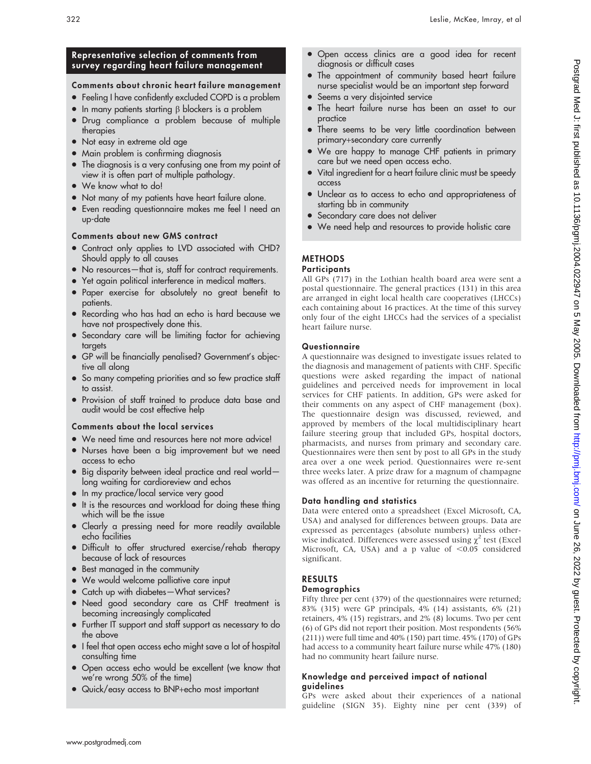## Representative selection of comments from survey regarding heart failure management

### Comments about chronic heart failure management

- Feeling I have confidently excluded COPD is a problem
- In many patients starting β blockers is a problem
- Drug compliance a problem because of multiple therapies
- Not easy in extreme old age
- Main problem is confirming diagnosis
- The diagnosis is a very confusing one from my point of view it is often part of multiple pathology.
- We know what to do!
- Not many of my patients have heart failure alone.
- Even reading questionnaire makes me feel I need an up-date

### Comments about new GMS contract

- Contract only applies to LVD associated with CHD? Should apply to all causes
- No resources—that is, staff for contract requirements.
- Yet again political interference in medical matters.
- Paper exercise for absolutely no great benefit to patients.
- Recording who has had an echo is hard because we have not prospectively done this.
- Secondary care will be limiting factor for achieving targets
- GP will be financially penalised? Government's objective all along
- So many competing priorities and so few practice staff to assist.
- Provision of staff trained to produce data base and audit would be cost effective help

### Comments about the local services

- We need time and resources here not more advice!
- Nurses have been a big improvement but we need access to echo
- Big disparity between ideal practice and real world—long waiting for cardioreview and echos
- In my practice/local service very good
- It is the resources and workload for doing these thing which will be the issue
- Clearly a pressing need for more readily available echo facilities
- Difficult to offer structured exercise/rehab therapy because of lack of resources
- Best managed in the community
- We would welcome palliative care input
- Catch up with diabetes—What services?
- Need good secondary care as CHF treatment is becoming increasingly complicated
- Further IT support and staff support as necessary to do the above
- I feel that open access echo might save a lot of hospital consulting time
- Open access echo would be excellent (we know that we're wrong 50% of the time)
- Quick/easy access to BNP+echo most important
- Open access clinics are a good idea for recent diagnosis or difficult cases
- The appointment of community based heart failure nurse specialist would be an important step forward
- Seems a very disjointed service
- The heart failure nurse has been an asset to our practice
- There seems to be very little coordination between primary+secondary care currently
- We are happy to manage CHF patients in primary care but we need open access echo.
- Vital ingredient for a heart failure clinic must be speedy access
- Unclear as to access to echo and appropriateness of starting bb in community
- Secondary care does not deliver
- We need help and resources to provide holistic care

## METHODS

### Participants

All GPs (717) in the Lothian health board area were sent a postal questionnaire. The general practices (131) in this area are arranged in eight local health care cooperatives (LHCCs) each containing about 16 practices. At the time of this survey only four of the eight LHCCs had the services of a specialist heart failure nurse.

### Questionnaire

A questionnaire was designed to investigate issues related to the diagnosis and management of patients with CHF. Specific questions were asked regarding the impact of national guidelines and perceived needs for improvement in local services for CHF patients. In addition, GPs were asked for their comments on any aspect of CHF management (box). The questionnaire design was discussed, reviewed, and approved by members of the local multidisciplinary heart failure steering group that included GPs, hospital doctors, pharmacists, and nurses from primary and secondary care. Questionnaires were then sent by post to all GPs in the study area over a one week period. Questionnaires were re-sent three weeks later. A prize draw for a magnum of champagne was offered as an incentive for returning the questionnaire.

### Data handling and statistics

Data were entered onto a spreadsheet (Excel Microsoft, CA, USA) and analysed for differences between groups. Data are expressed as percentages (absolute numbers) unless otherwise indicated. Differences were assessed using $\chi^2$ test (Excel Microsoft, CA, USA) and a p value of $<0.05$ considered significant.

## RESULTS

### Demographics

Fifty three per cent (379) of the questionnaires were returned; 83% (315) were GP principals, 4% (14) assistants, 6% (21) retainers, 4% (15) registrars, and 2% (8) locums. Two per cent (6) of GPs did not report their position. Most respondents (56% (211)) were full time and 40% (150) part time. 45% (170) of GPs had access to a community heart failure nurse while 47% (180) had no community heart failure nurse.

### Knowledge and perceived impact of national guidelines

GPs were asked about their experiences of a national guideline (SIGN 35). Eighty nine per cent (339) of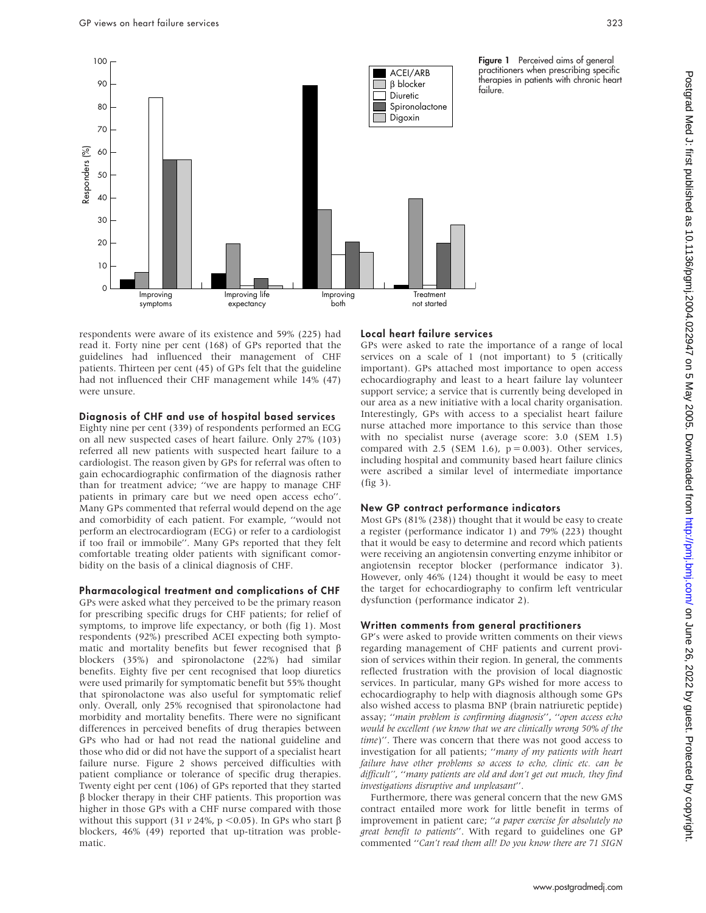Figure 1 Perceived aims of general practitioners when prescribing specific therapies in patients with chronic heart failure.

respondents were aware of its existence and 59% (225) had read it. Forty nine per cent (168) of GPs reported that the guidelines had influenced their management of CHF patients. Thirteen per cent (45) of GPs felt that the guideline had not influenced their CHF management while 14% (47) were unsure.

### Diagnosis of CHF and use of hospital based services

Eighty nine per cent (339) of respondents performed an ECG on all new suspected cases of heart failure. Only 27% (103) referred all new patients with suspected heart failure to a cardiologist. The reason given by GPs for referral was often to gain echocardiographic confirmation of the diagnosis rather than for treatment advice; "we are happy to manage CHF patients in primary care but we need open access echo". Many GPs commented that referral would depend on the age and comorbidity of each patient. For example, "would not perform an electrocardiogram (ECG) or refer to a cardiologist if too frail or immobile". Many GPs reported that they felt comfortable treating older patients with significant comorbidity on the basis of a clinical diagnosis of CHF.

### Pharmacological treatment and complications of CHF

GPs were asked what they perceived to be the primary reason for prescribing specific drugs for CHF patients; for relief of symptoms, to improve life expectancy, or both (fig 1). Most respondents (92%) prescribed ACEI expecting both symptomatic and mortality benefits but fewer recognised that β blockers (35%) and spironolactone (22%) had similar benefits. Eighty five per cent recognised that loop diuretics were used primarily for symptomatic benefit but 55% thought that spironolactone was also useful for symptomatic relief only. Overall, only 25% recognised that spironolactone had morbidity and mortality benefits. There were no significant differences in perceived benefits of drug therapies between GPs who had or had not read the national guideline and those who did or did not have the support of a specialist heart failure nurse. Figure 2 shows perceived difficulties with patient compliance or tolerance of specific drug therapies. Twenty eight per cent (106) of GPs reported that they started β blocker therapy in their CHF patients. This proportion was higher in those GPs with a CHF nurse compared with those without this support (31 *v* 24%, $p < 0.05$). In GPs who start β blockers, 46% (49) reported that up-titration was problematic.

### Local heart failure services

GPs were asked to rate the importance of a range of local services on a scale of 1 (not important) to 5 (critically important). GPs attached most importance to open access echocardiography and least to a heart failure lay volunteer support service; a service that is currently being developed in our area as a new initiative with a local charity organisation. Interestingly, GPs with access to a specialist heart failure nurse attached more importance to this service than those with no specialist nurse (average score: 3.0 (SEM 1.5) compared with 2.5 (SEM 1.6), $p = 0.003$). Other services, including hospital and community based heart failure clinics were ascribed a similar level of intermediate importance (fig 3).

### New GP contract performance indicators

Most GPs (81% (238)) thought that it would be easy to create a register (performance indicator 1) and 79% (223) thought that it would be easy to determine and record which patients were receiving an angiotensin converting enzyme inhibitor or angiotensin receptor blocker (performance indicator 3). However, only 46% (124) thought it would be easy to meet the target for echocardiography to confirm left ventricular dysfunction (performance indicator 2).

### Written comments from general practitioners

GP's were asked to provide written comments on their views regarding management of CHF patients and current provision of services within their region. In general, the comments reflected frustration with the provision of local diagnostic services. In particular, many GPs wished for more access to echocardiography to help with diagnosis although some GPs also wished access to plasma BNP (brain natriuretic peptide) assay; "*main problem is confirming diagnosis*", "*open access echo would be excellent (we know that we are clinically wrong 50% of the time)*". There was concern that there was not good access to investigation for all patients; "*many of my patients with heart failure have other problems so access to echo, clinic etc. can be difficult*", "*many patients are old and don't get out much, they find investigations disruptive and unpleasant*".

Furthermore, there was general concern that the new GMS contract entailed more work for little benefit in terms of improvement in patient care; "*a paper exercise for absolutely no great benefit to patients*". With regard to guidelines one GP commented "*Can't read them all! Do you know there are 71 SIGN*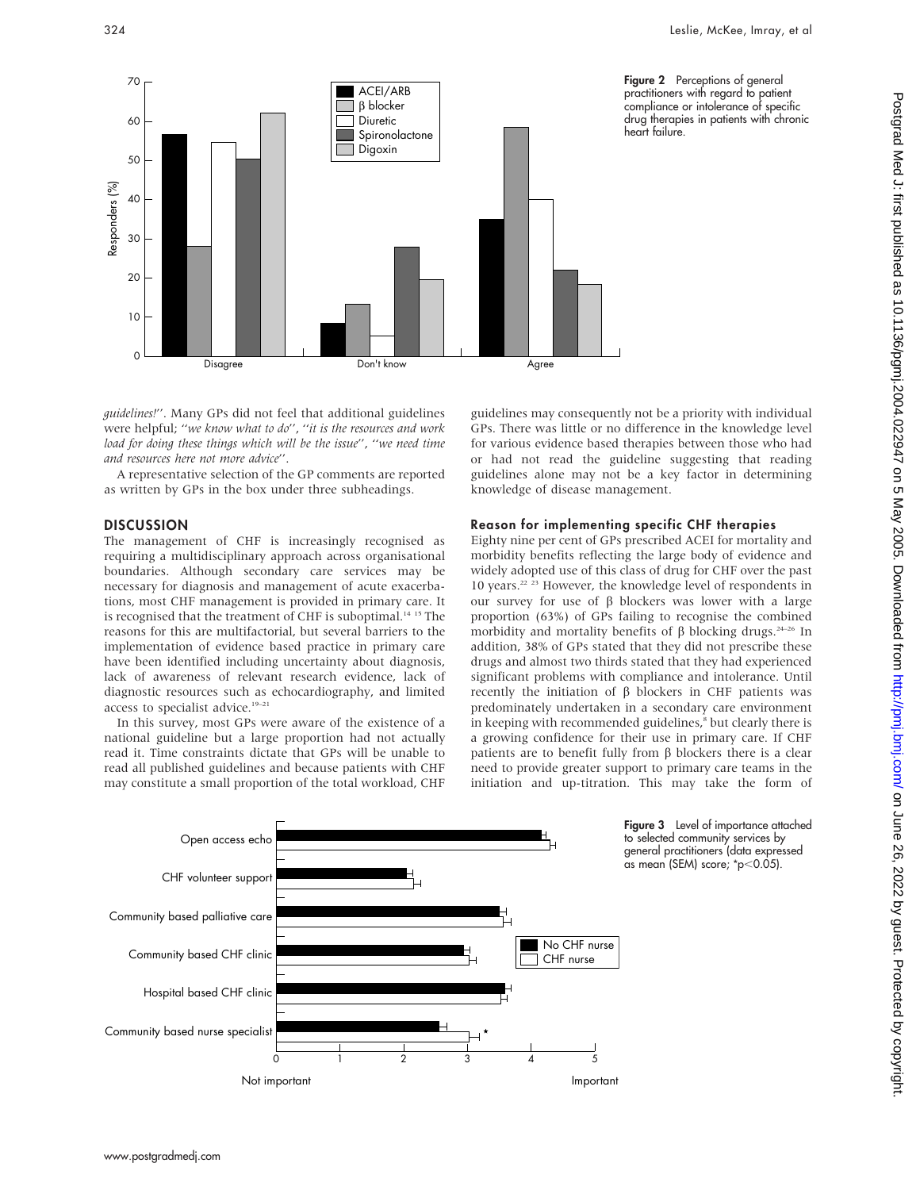Figure 2 Perceptions of general practitioners with regard to patient compliance or intolerance of specific drug therapies in patients with chronic heart failure.

*guidelines!*". Many GPs did not feel that additional guidelines were helpful; "*we know what to do*", "*it is the resources and work load for doing these things which will be the issue*", "*we need time and resources here not more advice*".

A representative selection of the GP comments are reported as written by GPs in the box under three subheadings.

## DISCUSSION

The management of CHF is increasingly recognised as requiring a multidisciplinary approach across organisational boundaries. Although secondary care services may be necessary for diagnosis and management of acute exacerbations, most CHF management is provided in primary care. It is recognised that the treatment of CHF is suboptimal.[14 15] The reasons for this are multifactorial, but several barriers to the implementation of evidence based practice in primary care have been identified including uncertainty about diagnosis, lack of awareness of relevant research evidence, lack of diagnostic resources such as echocardiography, and limited access to specialist advice.[19–21]

In this survey, most GPs were aware of the existence of a national guideline but a large proportion had not actually read it. Time constraints dictate that GPs will be unable to read all published guidelines and because patients with CHF may constitute a small proportion of the total workload, CHF guidelines may consequently not be a priority with individual GPs. There was little or no difference in the knowledge level for various evidence based therapies between those who had or had not read the guideline suggesting that reading guidelines alone may not be a key factor in determining knowledge of disease management.

### Reason for implementing specific CHF therapies

Eighty nine per cent of GPs prescribed ACEI for mortality and morbidity benefits reflecting the large body of evidence and widely adopted use of this class of drug for CHF over the past 10 years.[22 23] However, the knowledge level of respondents in our survey for use of β blockers was lower with a large proportion (63%) of GPs failing to recognise the combined morbidity and mortality benefits of β blocking drugs.[24–26] In addition, 38% of GPs stated that they did not prescribe these drugs and almost two thirds stated that they had experienced significant problems with compliance and intolerance. Until recently the initiation of β blockers in CHF patients was predominately undertaken in a secondary care environment in keeping with recommended guidelines,[8] but clearly there is a growing confidence for their use in primary care. If CHF patients are to benefit fully from β blockers there is a clear need to provide greater support to primary care teams in the initiation and up-titration. This may take the form of

Figure 3 Level of importance attached to selected community services by general practitioners (data expressed as mean (SEM) score; *$p<0.05$).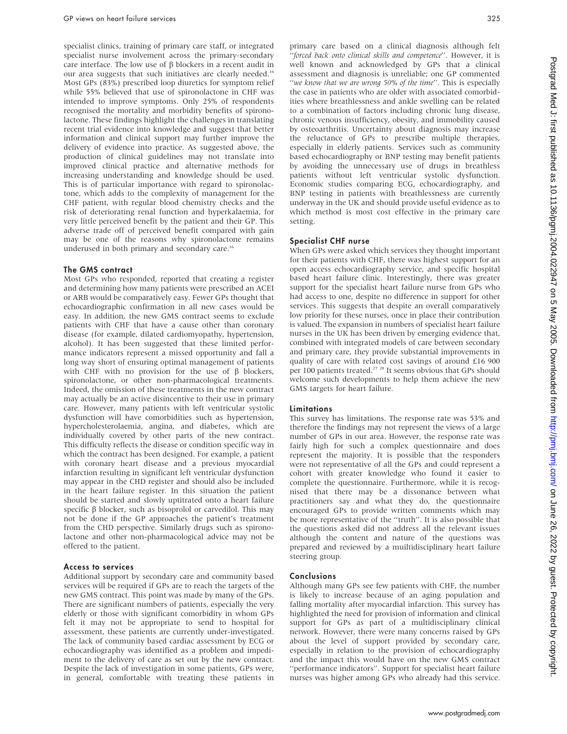specialist clinics, training of primary care staff, or integrated specialist nurse involvement across the primary-secondary care interface. The low use of β blockers in a recent audit in our area suggests that such initiatives are clearly needed.[16] Most GPs (83%) prescribed loop diuretics for symptom relief while 55% believed that use of spironolactone in CHF was intended to improve symptoms. Only 25% of respondents recognised the mortality and morbidity benefits of spironolactone. These findings highlight the challenges in translating recent trial evidence into knowledge and suggest that better information and clinical support may further improve the delivery of evidence into practice. As suggested above, the production of clinical guidelines may not translate into improved clinical practice and alternative methods for increasing understanding and knowledge should be used. This is of particular importance with regard to spironolactone, which adds to the complexity of management for the CHF patient, with regular blood chemistry checks and the risk of deteriorating renal function and hyperkalaemia, for very little perceived benefit by the patient and their GP. This adverse trade off of perceived benefit compared with gain may be one of the reasons why spironolactone remains underused in both primary and secondary care.[16]

### The GMS contract

Most GPs who responded, reported that creating a register and determining how many patients were prescribed an ACEI or ARB would be comparatively easy. Fewer GPs thought that echocardiographic confirmation in all new cases would be easy. In addition, the new GMS contract seems to exclude patients with CHF that have a cause other than coronary disease (for example, dilated cardiomyopathy, hypertension, alcohol). It has been suggested that these limited performance indicators represent a missed opportunity and fall a long way short of ensuring optimal management of patients with CHF with no provision for the use of β blockers, spironolactone, or other non-pharmacological treatments. Indeed, the omission of these treatments in the new contract may actually be an active disincentive to their use in primary care. However, many patients with left ventricular systolic dysfunction will have comorbidities such as hypertension, hypercholesterolaemia, angina, and diabetes, which are individually covered by other parts of the new contract. This difficulty reflects the disease or condition specific way in which the contract has been designed. For example, a patient with coronary heart disease and a previous myocardial infarction resulting in significant left ventricular dysfunction may appear in the CHD register and should also be included in the heart failure register. In this situation the patient should be started and slowly uptitrated onto a heart failure specific β blocker, such as bisoprolol or carvedilol. This may not be done if the GP approaches the patient's treatment from the CHD perspective. Similarly drugs such as spironolactone and other non-pharmacological advice may not be offered to the patient.

### Access to services

Additional support by secondary care and community based services will be required if GPs are to reach the targets of the new GMS contract. This point was made by many of the GPs. There are significant numbers of patients, especially the very elderly or those with significant comorbidity in whom GPs felt it may not be appropriate to send to hospital for assessment, these patients are currently under-investigated. The lack of community based cardiac assessment by ECG or echocardiography was identified as a problem and impediment to the delivery of care as set out by the new contract. Despite the lack of investigation in some patients, GPs were, in general, comfortable with treating these patients in primary care based on a clinical diagnosis although felt "*forced back onto clinical skills and competence*". However, it is well known and acknowledged by GPs that a clinical assessment and diagnosis is unreliable; one GP commented "*we know that we are wrong 50% of the time*". This is especially the case in patients who are older with associated comorbidities where breathlessness and ankle swelling can be related to a combination of factors including chronic lung disease, chronic venous insufficiency, obesity, and immobility caused by osteoarthritis. Uncertainty about diagnosis may increase the reluctance of GPs to prescribe multiple therapies, especially in elderly patients. Services such as community based echocardiography or BNP testing may benefit patients by avoiding the unnecessary use of drugs in breathless patients without left ventricular systolic dysfunction. Economic studies comparing ECG, echocardiography, and BNP testing in patients with breathlessness are currently underway in the UK and should provide useful evidence as to which method is most cost effective in the primary care setting.

### Specialist CHF nurse

When GPs were asked which services they thought important for their patients with CHF, there was highest support for an open access echocardiography service, and specific hospital based heart failure clinic. Interestingly, there was greater support for the specialist heart failure nurse from GPs who had access to one, despite no difference in support for other services. This suggests that despite an overall comparatively low priority for these nurses, once in place their contribution is valued. The expansion in numbers of specialist heart failure nurses in the UK has been driven by emerging evidence that, combined with integrated models of care between secondary and primary care, they provide substantial improvements in quality of care with related cost savings of around £16 900 per 100 patients treated.[27 28] It seems obvious that GPs should welcome such developments to help them achieve the new GMS targets for heart failure.

### Limitations

This survey has limitations. The response rate was 53% and therefore the findings may not represent the views of a large number of GPs in our area. However, the response rate was fairly high for such a complex questionnaire and does represent the majority. It is possible that the responders were not representative of all the GPs and could represent a cohort with greater knowledge who found it easier to complete the questionnaire. Furthermore, while it is recognised that there may be a dissonance between what practitioners say and what they do, the questionnaire encouraged GPs to provide written comments which may be more representative of the "truth". It is also possible that the questions asked did not address all the relevant issues although the content and nature of the questions was prepared and reviewed by a muiltidisciplinary heart failure steering group.

### Conclusions

Although many GPs see few patients with CHF, the number is likely to increase because of an aging population and falling mortality after myocardial infarction. This survey has highlighted the need for provision of information and clinical support for GPs as part of a multidisciplinary clinical network. However, there were many concerns raised by GPs about the level of support provided by secondary care, especially in relation to the provision of echocardiography and the impact this would have on the new GMS contract "performance indicators". Support for specialist heart failure nurses was higher among GPs who already had this service.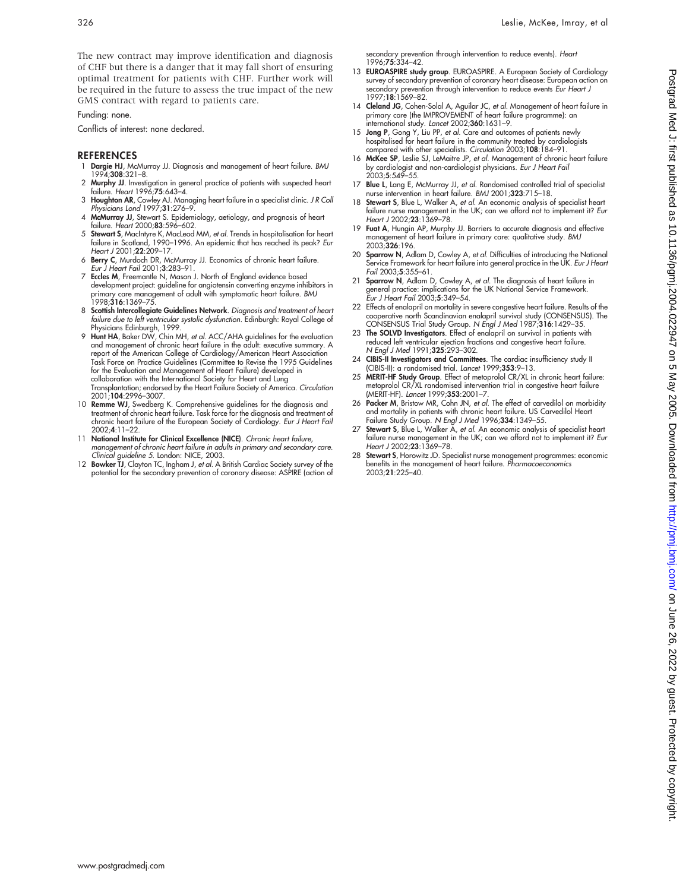The new contract may improve identification and diagnosis of CHF but there is a danger that it may fall short of ensuring optimal treatment for patients with CHF. Further work will be required in the future to assess the true impact of the new GMS contract with regard to patients care.

Funding: none.

Conflicts of interest: none declared.

## REFERENCES

1. **Dargie HJ**, McMurray JJ. Diagnosis and management of heart failure. *BMJ* 1994;**308**:321–8.
2. **Murphy JJ**. Investigation in general practice of patients with suspected heart failure. *Heart* 1996;**75**:643–4.
3. **Houghton AR**, Cowley AJ. Managing heart failure in a specialist clinic. *J R Coll Physicians Lond* 1997;**31**:276–9.
4. **McMurray JJ**, Stewart S. Epidemiology, aetiology, and prognosis of heart failure. *Heart* 2000;**83**:596–602.
5. **Stewart S**, MacIntyre K, MacLeod MM, *et al*. Trends in hospitalisation for heart failure in Scotland, 1990–1996. An epidemic that has reached its peak? *Eur Heart J* 2001;**22**:209–17.
6. **Berry C**, Murdoch DR, McMurray JJ. Economics of chronic heart failure. *Eur J Heart Fail* 2001;**3**:283–91.
7. **Eccles M**, Freemantle N, Mason J. North of England evidence based development project: guideline for angiotensin converting enzyme inhibitors in primary care management of adult with symptomatic heart failure. *BMJ* 1998;**316**:1369–75.
8. **Scottish Intercollegiate Guidelines Network**. *Diagnosis and treatment of heart failure due to left ventricular systolic dysfunction*. Edinburgh: Royal College of Physicians Edinburgh, 1999.
9. **Hunt HA**, Baker DW, Chin MH, *et al*. ACC/AHA guidelines for the evaluation and management of chronic heart failure in the adult: executive summary. A report of the American College of Cardiology/American Heart Association Task Force on Practice Guidelines (Committee to Revise the 1995 Guidelines for the Evaluation and Management of Heart Failure) developed in collaboration with the International Society for Heart and Lung Transplantation; endorsed by the Heart Failure Society of America. *Circulation* 2001;**104**:2996–3007.
10. **Remme WJ**, Swedberg K. Comprehensive guidelines for the diagnosis and treatment of chronic heart failure. Task force for the diagnosis and treatment of chronic heart failure of the European Society of Cardiology. *Eur J Heart Fail* 2002;**4**:11–22.
11. **National Institute for Clinical Excellence (NICE)**. *Chronic heart failure, management of chronic heart failure in adults in primary and secondary care. Clinical guideline 5*. London: NICE, 2003.
12. **Bowker TJ**, Clayton TC, Ingham J, *et al*. A British Cardiac Society survey of the potential for the secondary prevention of coronary disease: ASPIRE (action of secondary prevention through intervention to reduce events). *Heart* 1996;**75**:334–42.
13. **EUROASPIRE study group**. EUROASPIRE. A European Society of Cardiology survey of secondary prevention of coronary heart disease: European action on secondary prevention through intervention to reduce events *Eur Heart J* 1997;**18**:1569–82.
14. **Cleland JG**, Cohen-Solal A, Aguilar JC, *et al*. Management of heart failure in primary care (the IMPROVEMENT of heart failure programme): an international study. *Lancet* 2002;**360**:1631–9.
15. **Jong P**, Gong Y, Liu PP, *et al*. Care and outcomes of patients newly hospitalised for heart failure in the community treated by cardiologists compared with other specialists. *Circulation* 2003;**108**:184–91.
16. **McKee SP**, Leslie SJ, LeMaitre JP, *et al*. Management of chronic heart failure by cardiologist and non-cardiologist physicians. *Eur J Heart Fail* 2003;**5**:549–55.
17. **Blue L**, Lang E, McMurray JJ, *et al*. Randomised controlled trial of specialist nurse intervention in heart failure. *BMJ* 2001;**323**:715–18.
18. **Stewart S**, Blue L, Walker A, *et al*. An economic analysis of specialist heart failure nurse management in the UK; can we afford not to implement it? *Eur Heart J* 2002;**23**:1369–78.
19. **Fuat A**, Hungin AP, Murphy JJ. Barriers to accurate diagnosis and effective management of heart failure in primary care: qualitative study. *BMJ* 2003;**326**:196.
20. **Sparrow N**, Adlam D, Cowley A, *et al*. Difficulties of introducing the National Service Framework for heart failure into general practice in the UK. *Eur J Heart Fail* 2003;**5**:355–61.
21. **Sparrow N**, Adlam D, Cowley A, *et al*. The diagnosis of heart failure in general practice: implications for the UK National Service Framework. *Eur J Heart Fail* 2003;**5**:349–54.
22. Effects of enalapril on mortality in severe congestive heart failure. Results of the cooperative north Scandinavian enalapril survival study (CONSENSUS). The CONSENSUS Trial Study Group. *N Engl J Med* 1987;**316**:1429–35.
23. **The SOLVD Investigators**. Effect of enalapril on survival in patients with reduced left ventricular ejection fractions and congestive heart failure. *N Engl J Med* 1991;**325**:293–302.
24. **CIBIS-II Investigators and Committees**. The cardiac insufficiency study II (CIBIS-II): a randomised trial. *Lancet* 1999;**353**:9–13.
25. **MERIT-HF Study Group**. Effect of metoprolol CR/XL in chronic heart failure: metoprolol CR/XL randomised intervention trial in congestive heart failure (MERIT-HF). *Lancet* 1999;**353**:2001–7.
26. **Packer M**, Bristow MR, Cohn JN, *et al*. The effect of carvedilol on morbidity and mortality in patients with chronic heart failure. US Carvedilol Heart Failure Study Group. *N Engl J Med* 1996;**334**:1349–55.
27. **Stewart S**, Blue L, Walker A, *et al*. An economic analysis of specialist heart failure nurse management in the UK; can we afford not to implement it? *Eur Heart J* 2002;**23**:1369–78.
28. **Stewart S**, Horowitz JD. Specialist nurse management programmes: economic benefits in the management of heart failure. *Pharmacoeconomics* 2003;**21**:225–40.